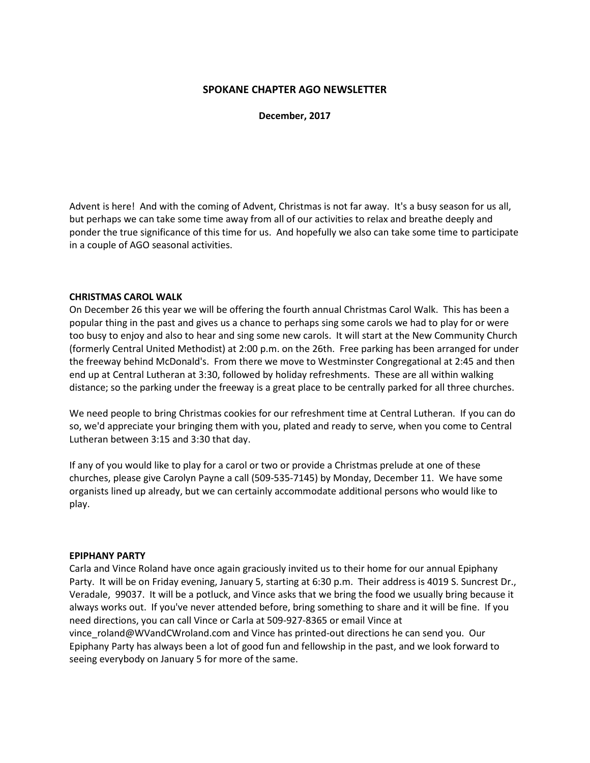# SPOKANE CHAPTER AGO NEWSLETTER

**December, 2017**

Advent is here! And with the coming of Advent, Christmas is not far away. It's a busy season for us all, but perhaps we can take some time away from all of our activities to relax and breathe deeply and ponder the true significance of this time for us. And hopefully we also can take some time to participate in a couple of AGO seasonal activities.

## CHRISTMAS CAROL WALK

On December 26 this year we will be offering the fourth annual Christmas Carol Walk. This has been a popular thing in the past and gives us a chance to perhaps sing some carols we had to play for or were too busy to enjoy and also to hear and sing some new carols. It will start at the New Community Church (formerly Central United Methodist) at 2:00 p.m. on the 26th. Free parking has been arranged for under the freeway behind McDonald's. From there we move to Westminster Congregational at 2:45 and then end up at Central Lutheran at 3:30, followed by holiday refreshments. These are all within walking distance; so the parking under the freeway is a great place to be centrally parked for all three churches.

We need people to bring Christmas cookies for our refreshment time at Central Lutheran. If you can do so, we'd appreciate your bringing them with you, plated and ready to serve, when you come to Central Lutheran between 3:15 and 3:30 that day.

If any of you would like to play for a carol or two or provide a Christmas prelude at one of these churches, please give Carolyn Payne a call (509-535-7145) by Monday, December 11. We have some organists lined up already, but we can certainly accommodate additional persons who would like to play.

## EPIPHANY PARTY

Carla and Vince Roland have once again graciously invited us to their home for our annual Epiphany Party. It will be on Friday evening, January 5, starting at 6:30 p.m. Their address is 4019 S. Suncrest Dr., Veradale, 99037. It will be a potluck, and Vince asks that we bring the food we usually bring because it always works out. If you've never attended before, bring something to share and it will be fine. If you need directions, you can call Vince or Carla at 509-927-8365 or email Vince at vince_roland@WVandCWroland.com and Vince has printed-out directions he can send you. Our Epiphany Party has always been a lot of good fun and fellowship in the past, and we look forward to seeing everybody on January 5 for more of the same.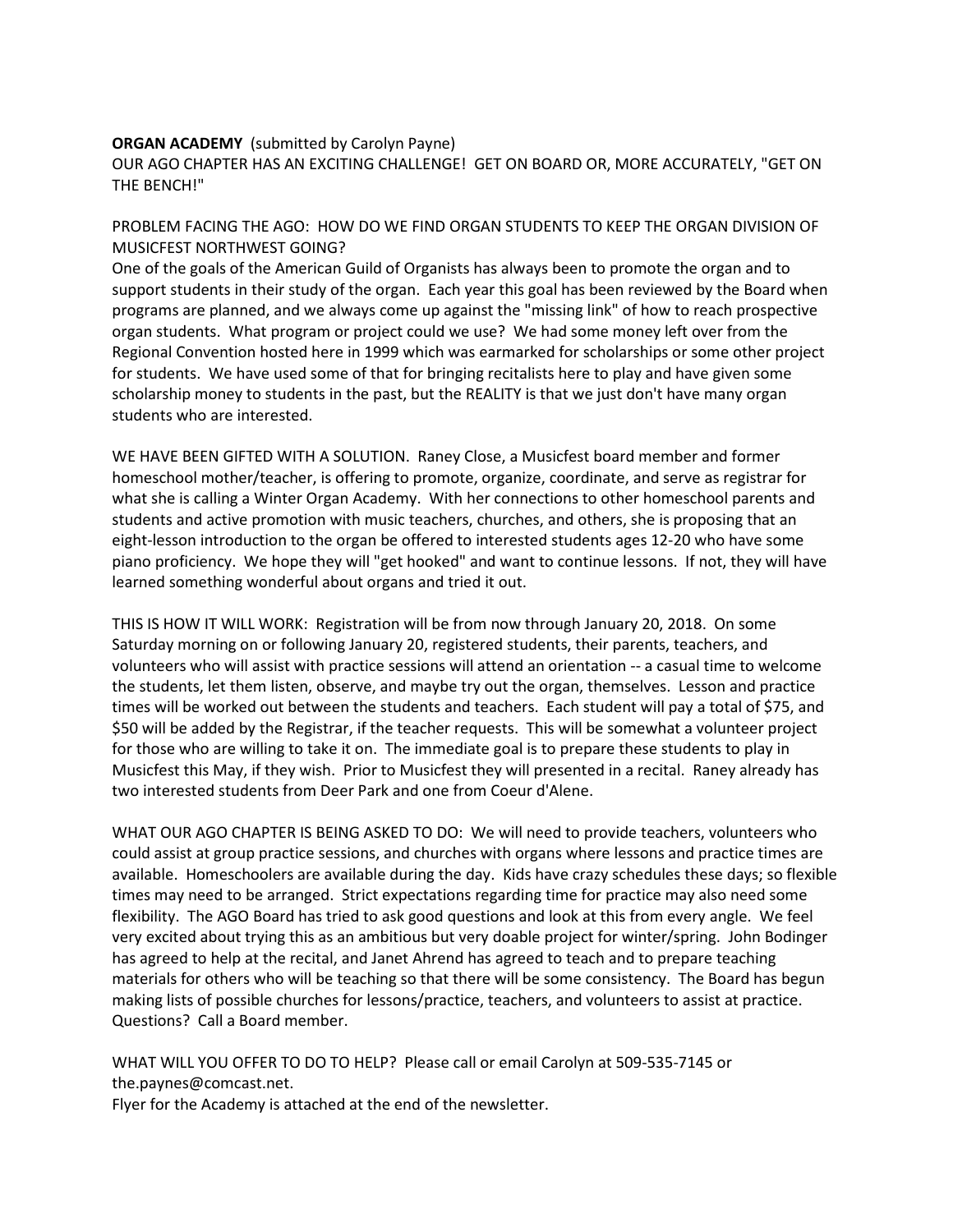**ORGAN ACADEMY** (submitted by Carolyn Payne)
OUR AGO CHAPTER HAS AN EXCITING CHALLENGE! GET ON BOARD OR, MORE ACCURATELY, "GET ON THE BENCH!"

PROBLEM FACING THE AGO: HOW DO WE FIND ORGAN STUDENTS TO KEEP THE ORGAN DIVISION OF MUSICFEST NORTHWEST GOING?
One of the goals of the American Guild of Organists has always been to promote the organ and to support students in their study of the organ. Each year this goal has been reviewed by the Board when programs are planned, and we always come up against the "missing link" of how to reach prospective organ students. What program or project could we use? We had some money left over from the Regional Convention hosted here in 1999 which was earmarked for scholarships or some other project for students. We have used some of that for bringing recitalists here to play and have given some scholarship money to students in the past, but the REALITY is that we just don't have many organ students who are interested.

WE HAVE BEEN GIFTED WITH A SOLUTION. Raney Close, a Musicfest board member and former homeschool mother/teacher, is offering to promote, organize, coordinate, and serve as registrar for what she is calling a Winter Organ Academy. With her connections to other homeschool parents and students and active promotion with music teachers, churches, and others, she is proposing that an eight-lesson introduction to the organ be offered to interested students ages 12-20 who have some piano proficiency. We hope they will "get hooked" and want to continue lessons. If not, they will have learned something wonderful about organs and tried it out.

THIS IS HOW IT WILL WORK: Registration will be from now through January 20, 2018. On some Saturday morning on or following January 20, registered students, their parents, teachers, and volunteers who will assist with practice sessions will attend an orientation -- a casual time to welcome the students, let them listen, observe, and maybe try out the organ, themselves. Lesson and practice times will be worked out between the students and teachers. Each student will pay a total of $75, and $50 will be added by the Registrar, if the teacher requests. This will be somewhat a volunteer project for those who are willing to take it on. The immediate goal is to prepare these students to play in Musicfest this May, if they wish. Prior to Musicfest they will presented in a recital. Raney already has two interested students from Deer Park and one from Coeur d'Alene.

WHAT OUR AGO CHAPTER IS BEING ASKED TO DO: We will need to provide teachers, volunteers who could assist at group practice sessions, and churches with organs where lessons and practice times are available. Homeschoolers are available during the day. Kids have crazy schedules these days; so flexible times may need to be arranged. Strict expectations regarding time for practice may also need some flexibility. The AGO Board has tried to ask good questions and look at this from every angle. We feel very excited about trying this as an ambitious but very doable project for winter/spring. John Bodinger has agreed to help at the recital, and Janet Ahrend has agreed to teach and to prepare teaching materials for others who will be teaching so that there will be some consistency. The Board has begun making lists of possible churches for lessons/practice, teachers, and volunteers to assist at practice. Questions? Call a Board member.

WHAT WILL YOU OFFER TO DO TO HELP? Please call or email Carolyn at 509-535-7145 or the.paynes@comcast.net.
Flyer for the Academy is attached at the end of the newsletter.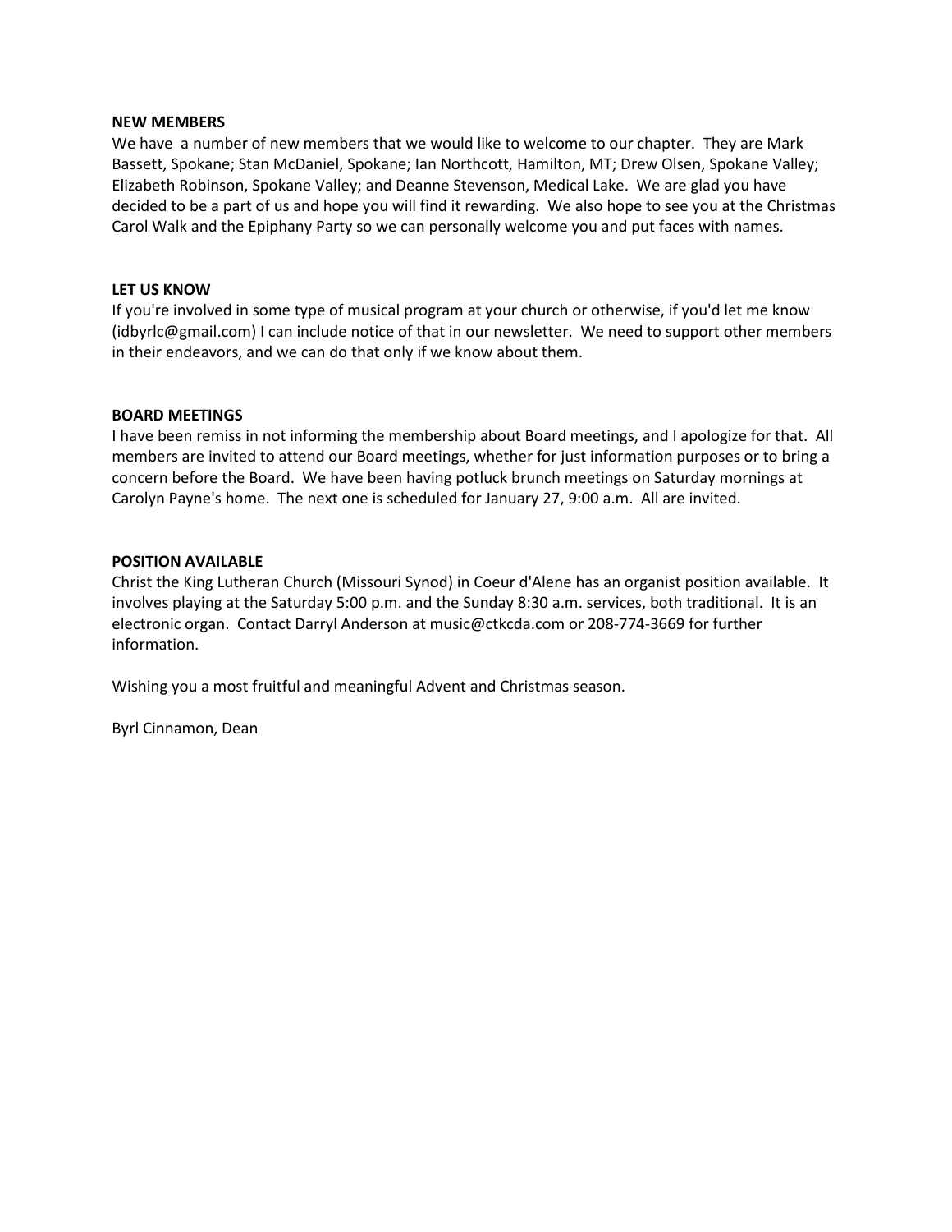**NEW MEMBERS**

We have a number of new members that we would like to welcome to our chapter. They are Mark Bassett, Spokane; Stan McDaniel, Spokane; Ian Northcott, Hamilton, MT; Drew Olsen, Spokane Valley; Elizabeth Robinson, Spokane Valley; and Deanne Stevenson, Medical Lake. We are glad you have decided to be a part of us and hope you will find it rewarding. We also hope to see you at the Christmas Carol Walk and the Epiphany Party so we can personally welcome you and put faces with names.

**LET US KNOW**

If you're involved in some type of musical program at your church or otherwise, if you'd let me know (idbyrlc@gmail.com) I can include notice of that in our newsletter. We need to support other members in their endeavors, and we can do that only if we know about them.

**BOARD MEETINGS**

I have been remiss in not informing the membership about Board meetings, and I apologize for that. All members are invited to attend our Board meetings, whether for just information purposes or to bring a concern before the Board. We have been having potluck brunch meetings on Saturday mornings at Carolyn Payne's home. The next one is scheduled for January 27, 9:00 a.m. All are invited.

**POSITION AVAILABLE**

Christ the King Lutheran Church (Missouri Synod) in Coeur d'Alene has an organist position available. It involves playing at the Saturday 5:00 p.m. and the Sunday 8:30 a.m. services, both traditional. It is an electronic organ. Contact Darryl Anderson at music@ctkcda.com or 208-774-3669 for further information.

Wishing you a most fruitful and meaningful Advent and Christmas season.

Byrl Cinnamon, Dean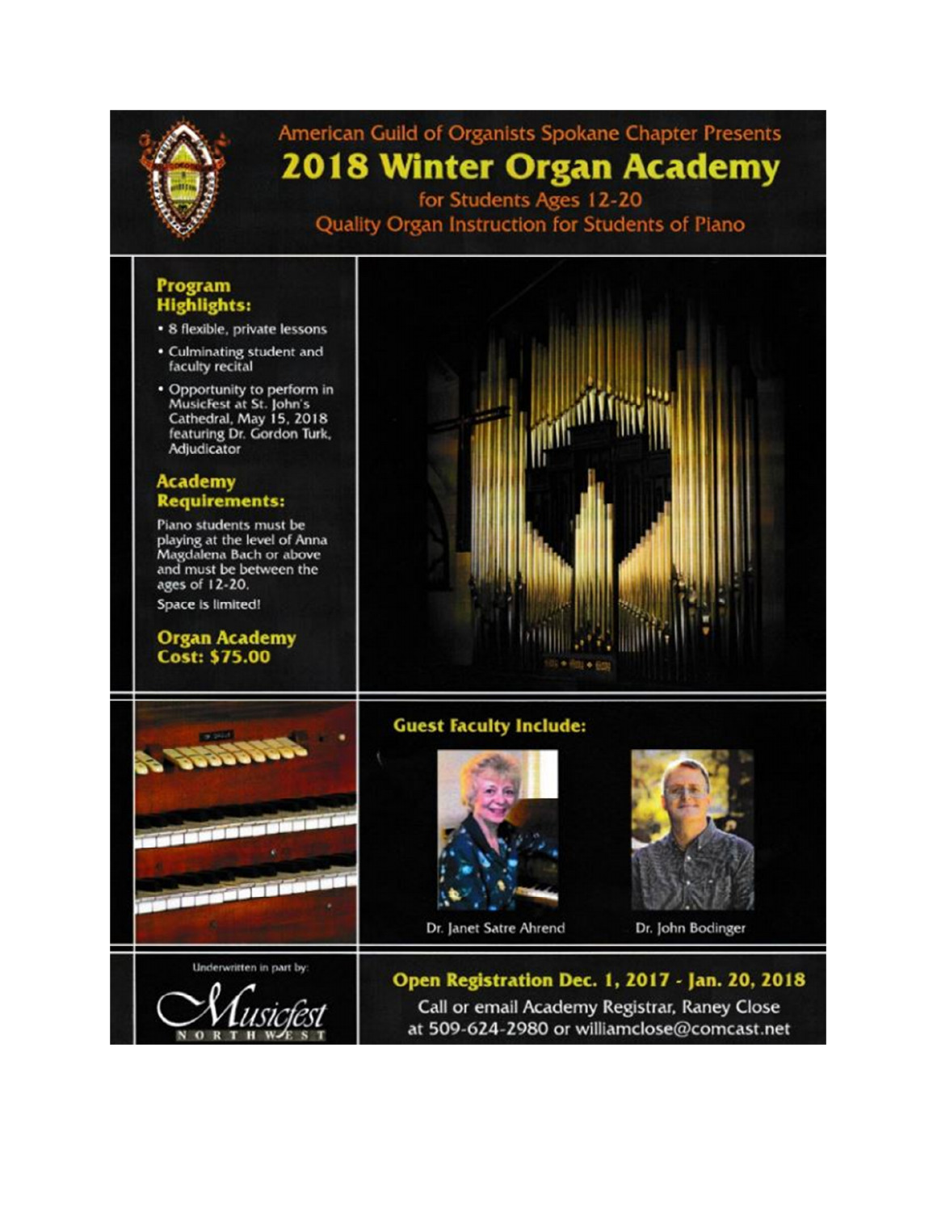American Guild of Organists Spokane Chapter Presents

# 2018 Winter Organ Academy

for Students Ages 12-20

Quality Organ Instruction for Students of Piano

## Program Highlights:

- 8 flexible, private lessons
- Culminating student and faculty recital
- Opportunity to perform in MusicFest at St. John's Cathedral, May 15, 2018 featuring Dr. Gordon Turk, Adjudicator

## Academy Requirements:

Piano students must be playing at the level of Anna Magdalena Bach or above and must be between the ages of 12-20.

Space is limited!

## Organ Academy Cost: $75.00

## Guest Faculty Include:

Dr. Janet Satre Ahrend

Dr. John Bodinger

Underwritten in part by:

Musicfest Northwest

## Open Registration Dec. 1, 2017 - Jan. 20, 2018

Call or email Academy Registrar, Raney Close at 509-624-2980 or williamclose@comcast.net